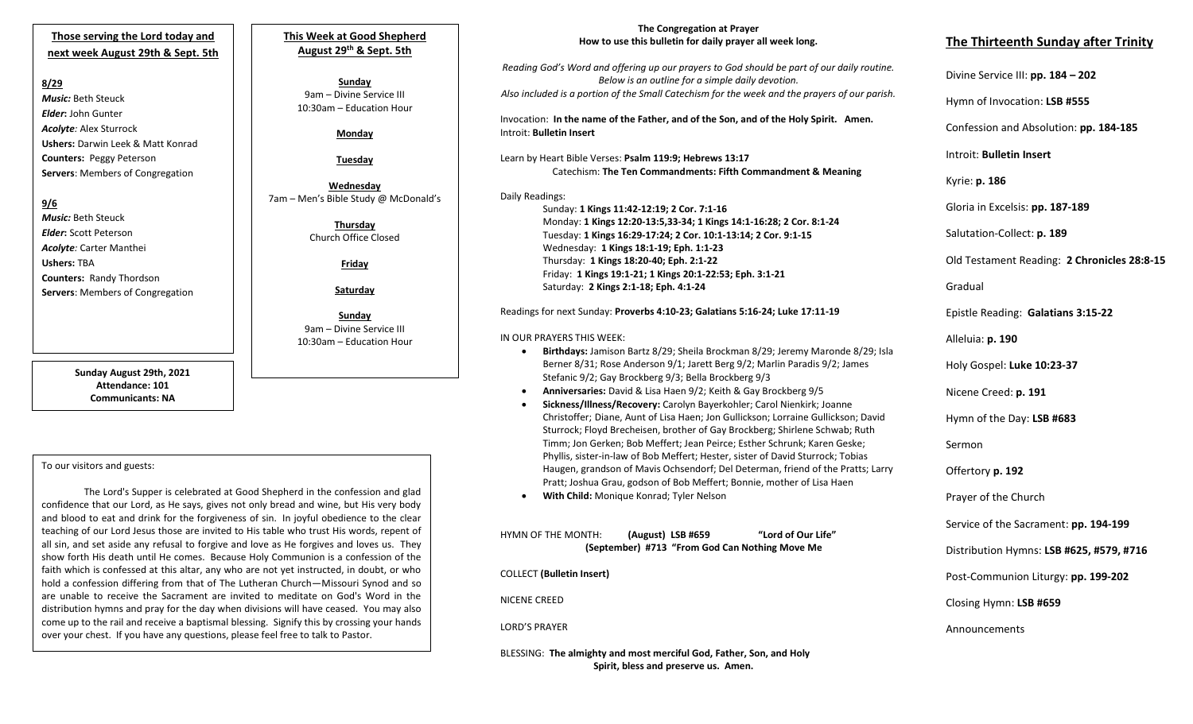## Those serving the Lord today and next week August 29th & Sept. 5th

**8/29**

***Music:*** Beth Steuck
***Elder*:** John Gunter
***Acolyte**:* Alex Sturrock
**Ushers:** Darwin Leek & Matt Konrad
**Counters:** Peggy Peterson
**Servers**: Members of Congregation

**9/6**

***Music:*** Beth Steuck
***Elder*:** Scott Peterson
***Acolyte**:* Carter Manthei
**Ushers:** TBA
**Counters:** Randy Thordson
**Servers**: Members of Congregation

**Sunday August 29th, 2021**
**Attendance: 101**
**Communicants: NA**

## This Week at Good Shepherd
## August 29th & Sept. 5th

**Sunday**
9am – Divine Service III
10:30am – Education Hour

**Monday**

**Tuesday**

**Wednesday**
7am – Men's Bible Study @ McDonald's

**Thursday**
Church Office Closed

**Friday**

**Saturday**

**Sunday**
9am – Divine Service III
10:30am – Education Hour

To our visitors and guests:

The Lord's Supper is celebrated at Good Shepherd in the confession and glad confidence that our Lord, as He says, gives not only bread and wine, but His very body and blood to eat and drink for the forgiveness of sin. In joyful obedience to the clear teaching of our Lord Jesus those are invited to His table who trust His words, repent of all sin, and set aside any refusal to forgive and love as He forgives and loves us. They show forth His death until He comes. Because Holy Communion is a confession of the faith which is confessed at this altar, any who are not yet instructed, in doubt, or who hold a confession differing from that of The Lutheran Church—Missouri Synod and so are unable to receive the Sacrament are invited to meditate on God's Word in the distribution hymns and pray for the day when divisions will have ceased. You may also come up to the rail and receive a baptismal blessing. Signify this by crossing your hands over your chest. If you have any questions, please feel free to talk to Pastor.

**The Congregation at Prayer**
**How to use this bulletin for daily prayer all week long.**

*Reading God's Word and offering up our prayers to God should be part of our daily routine. Below is an outline for a simple daily devotion. Also included is a portion of the Small Catechism for the week and the prayers of our parish.*

Invocation: **In the name of the Father, and of the Son, and of the Holy Spirit. Amen.**
Introit: **Bulletin Insert**

Learn by Heart Bible Verses: **Psalm 119:9; Hebrews 13:17**
Catechism: **The Ten Commandments: Fifth Commandment & Meaning**

Daily Readings:
Sunday: **1 Kings 11:42-12:19; 2 Cor. 7:1-16**
Monday: **1 Kings 12:20-13:5,33-34; 1 Kings 14:1-16:28; 2 Cor. 8:1-24**
Tuesday: **1 Kings 16:29-17:24; 2 Cor. 10:1-13:14; 2 Cor. 9:1-15**
Wednesday: **1 Kings 18:1-19; Eph. 1:1-23**
Thursday: **1 Kings 18:20-40; Eph. 2:1-22**
Friday: **1 Kings 19:1-21; 1 Kings 20:1-22:53; Eph. 3:1-21**
Saturday: **2 Kings 2:1-18; Eph. 4:1-24**

Readings for next Sunday: **Proverbs 4:10-23; Galatians 5:16-24; Luke 17:11-19**

IN OUR PRAYERS THIS WEEK:

- **Birthdays:** Jamison Bartz 8/29; Sheila Brockman 8/29; Jeremy Maronde 8/29; Isla Berner 8/31; Rose Anderson 9/1; Jarett Berg 9/2; Marlin Paradis 9/2; James Stefanic 9/2; Gay Brockberg 9/3; Bella Brockberg 9/3
- **Anniversaries:** David & Lisa Haen 9/2; Keith & Gay Brockberg 9/5
- **Sickness/Illness/Recovery:** Carolyn Bayerkohler; Carol Nienkirk; Joanne Christoffer; Diane, Aunt of Lisa Haen; Jon Gullickson; Lorraine Gullickson; David Sturrock; Floyd Brecheisen, brother of Gay Brockberg; Shirlene Schwab; Ruth Timm; Jon Gerken; Bob Meffert; Jean Peirce; Esther Schrunk; Karen Geske; Phyllis, sister-in-law of Bob Meffert; Hester, sister of David Sturrock; Tobias Haugen, grandson of Mavis Ochsendorf; Del Determan, friend of the Pratts; Larry Pratt; Joshua Grau, godson of Bob Meffert; Bonnie, mother of Lisa Haen
- **With Child:** Monique Konrad; Tyler Nelson

HYMN OF THE MONTH: **(August) LSB #659 "Lord of Our Life"**
**(September) #713 "From God Can Nothing Move Me**

COLLECT **(Bulletin Insert)**

NICENE CREED

LORD'S PRAYER

BLESSING: **The almighty and most merciful God, Father, Son, and Holy Spirit, bless and preserve us. Amen.**

## The Thirteenth Sunday after Trinity

Divine Service III: **pp. 184 – 202**

Hymn of Invocation: **LSB #555**

Confession and Absolution: **pp. 184-185**

Introit: **Bulletin Insert**

Kyrie: **p. 186**

Gloria in Excelsis: **pp. 187-189**

Salutation-Collect: **p. 189**

Old Testament Reading: **2 Chronicles 28:8-15**

Gradual

Epistle Reading: **Galatians 3:15-22**

Alleluia: **p. 190**

Holy Gospel: **Luke 10:23-37**

Nicene Creed: **p. 191**

Hymn of the Day: **LSB #683**

Sermon

Offertory **p. 192**

Prayer of the Church

Service of the Sacrament: **pp. 194-199**

Distribution Hymns: **LSB #625, #579, #716**

Post-Communion Liturgy: **pp. 199-202**

Closing Hymn: **LSB #659**

Announcements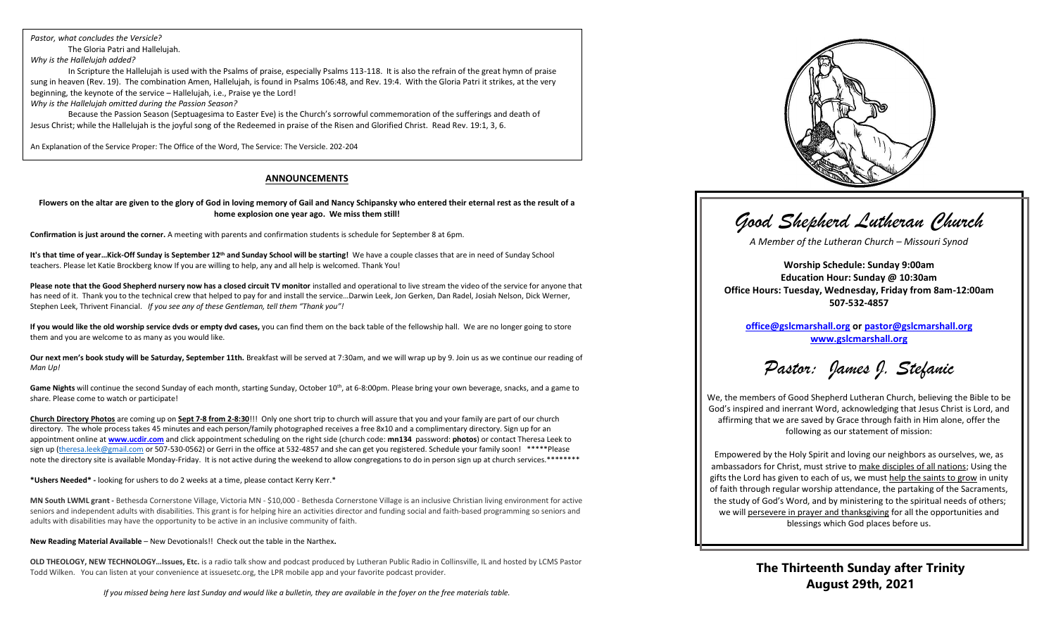*Pastor, what concludes the Versicle?*

The Gloria Patri and Hallelujah.

*Why is the Hallelujah added?*

In Scripture the Hallelujah is used with the Psalms of praise, especially Psalms 113-118. It is also the refrain of the great hymn of praise sung in heaven (Rev. 19). The combination Amen, Hallelujah, is found in Psalms 106:48, and Rev. 19:4. With the Gloria Patri it strikes, at the very beginning, the keynote of the service – Hallelujah, i.e., Praise ye the Lord!

*Why is the Hallelujah omitted during the Passion Season?*

Because the Passion Season (Septuagesima to Easter Eve) is the Church's sorrowful commemoration of the sufferings and death of Jesus Christ; while the Hallelujah is the joyful song of the Redeemed in praise of the Risen and Glorified Christ. Read Rev. 19:1, 3, 6.

An Explanation of the Service Proper: The Office of the Word, The Service: The Versicle. 202-204

## ANNOUNCEMENTS

**Flowers on the altar are given to the glory of God in loving memory of Gail and Nancy Schipansky who entered their eternal rest as the result of a home explosion one year ago. We miss them still!**

**Confirmation is just around the corner.** A meeting with parents and confirmation students is schedule for September 8 at 6pm.

**It's that time of year…Kick-Off Sunday is September 12th and Sunday School will be starting!** We have a couple classes that are in need of Sunday School teachers. Please let Katie Brockberg know If you are willing to help, any and all help is welcomed. Thank You!

**Please note that the Good Shepherd nursery now has a closed circuit TV monitor** installed and operational to live stream the video of the service for anyone that has need of it. Thank you to the technical crew that helped to pay for and install the service…Darwin Leek, Jon Gerken, Dan Radel, Josiah Nelson, Dick Werner, Stephen Leek, Thrivent Financial. *If you see any of these Gentleman, tell them "Thank you"!*

**If you would like the old worship service dvds or empty dvd cases,** you can find them on the back table of the fellowship hall. We are no longer going to store them and you are welcome to as many as you would like.

**Our next men's book study will be Saturday, September 11th.** Breakfast will be served at 7:30am, and we will wrap up by 9. Join us as we continue our reading of *Man Up!*

**Game Nights** will continue the second Sunday of each month, starting Sunday, October 10th, at 6-8:00pm. Please bring your own beverage, snacks, and a game to share. Please come to watch or participate!

**Church Directory Photos** are coming up on **Sept 7-8 from 2-8:30**!!! Only one short trip to church will assure that you and your family are part of our church directory. The whole process takes 45 minutes and each person/family photographed receives a free 8x10 and a complimentary directory. Sign up for an appointment online at **www.ucdir.com** and click appointment scheduling on the right side (church code: **mn134** password: **photos**) or contact Theresa Leek to sign up (theresa.leek@gmail.com or 507-530-0562) or Gerri in the office at 532-4857 and she can get you registered. Schedule your family soon! \*\*\*\*\*Please note the directory site is available Monday-Friday. It is not active during the weekend to allow congregations to do in person sign up at church services.\*\*\*\*\*\*\*\*

**\*Ushers Needed\* -** looking for ushers to do 2 weeks at a time, please contact Kerry Kerr.\*

**MN South LWML grant -** Bethesda Cornerstone Village, Victoria MN - $10,000 - Bethesda Cornerstone Village is an inclusive Christian living environment for active seniors and independent adults with disabilities. This grant is for helping hire an activities director and funding social and faith-based programming so seniors and adults with disabilities may have the opportunity to be active in an inclusive community of faith.

**New Reading Material Available** – New Devotionals!! Check out the table in the Narthex**.**

**OLD THEOLOGY, NEW TECHNOLOGY…Issues, Etc.** is a radio talk show and podcast produced by Lutheran Public Radio in Collinsville, IL and hosted by LCMS Pastor Todd Wilken. You can listen at your convenience at issuesetc.org, the LPR mobile app and your favorite podcast provider.

*If you missed being here last Sunday and would like a bulletin, they are available in the foyer on the free materials table.*

# *Good Shepherd Lutheran Church*

*A Member of the Lutheran Church – Missouri Synod*

**Worship Schedule: Sunday 9:00am**
**Education Hour: Sunday @ 10:30am**
**Office Hours: Tuesday, Wednesday, Friday from 8am-12:00am**
**507-532-4857**

**office@gslcmarshall.org or pastor@gslcmarshall.org**
**www.gslcmarshall.org**

*Pastor: James J. Stefanic*

We, the members of Good Shepherd Lutheran Church, believing the Bible to be God's inspired and inerrant Word, acknowledging that Jesus Christ is Lord, and affirming that we are saved by Grace through faith in Him alone, offer the following as our statement of mission:

Empowered by the Holy Spirit and loving our neighbors as ourselves, we, as ambassadors for Christ, must strive to make disciples of all nations; Using the gifts the Lord has given to each of us, we must help the saints to grow in unity of faith through regular worship attendance, the partaking of the Sacraments, the study of God's Word, and by ministering to the spiritual needs of others; we will persevere in prayer and thanksgiving for all the opportunities and blessings which God places before us.

## The Thirteenth Sunday after Trinity
## August 29th, 2021